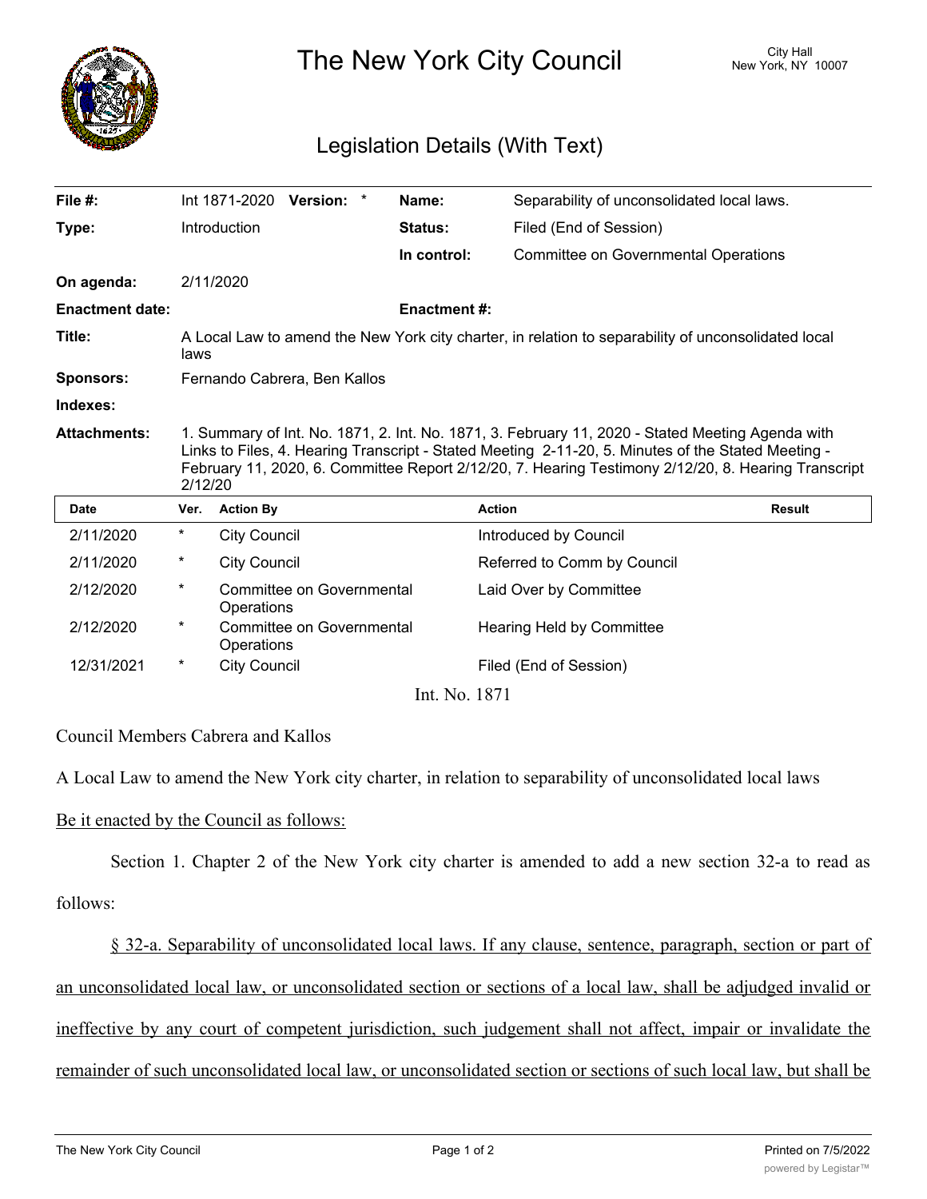# The New York City Council

City Hall
New York, NY 10007

## Legislation Details (With Text)

| | | | |
|---|---|---|---|
| **File #:** | Int 1871-2020 **Version:** * | **Name:** | Separability of unconsolidated local laws. |
| **Type:** | Introduction | **Status:** | Filed (End of Session) |
| | | **In control:** | Committee on Governmental Operations |
| **On agenda:** | 2/11/2020 | | |
| **Enactment date:** | | **Enactment #:** | |
| **Title:** | A Local Law to amend the New York city charter, in relation to separability of unconsolidated local laws | | |
| **Sponsors:** | Fernando Cabrera, Ben Kallos | | |
| **Indexes:** | | | |
| **Attachments:** | 1. Summary of Int. No. 1871, 2. Int. No. 1871, 3. February 11, 2020 - Stated Meeting Agenda with Links to Files, 4. Hearing Transcript - Stated Meeting 2-11-20, 5. Minutes of the Stated Meeting - February 11, 2020, 6. Committee Report 2/12/20, 7. Hearing Testimony 2/12/20, 8. Hearing Transcript 2/12/20 | | |

| Date | Ver. | Action By | Action | Result |
|---|---|---|---|---|
| 2/11/2020 | * | City Council | Introduced by Council | |
| 2/11/2020 | * | City Council | Referred to Comm by Council | |
| 2/12/2020 | * | Committee on Governmental Operations | Laid Over by Committee | |
| 2/12/2020 | * | Committee on Governmental Operations | Hearing Held by Committee | |
| 12/31/2021 | * | City Council | Filed (End of Session) | |

Int. No. 1871

Council Members Cabrera and Kallos

A Local Law to amend the New York city charter, in relation to separability of unconsolidated local laws

Be it enacted by the Council as follows:

Section 1. Chapter 2 of the New York city charter is amended to add a new section 32-a to read as follows:

§ 32-a. Separability of unconsolidated local laws. If any clause, sentence, paragraph, section or part of an unconsolidated local law, or unconsolidated section or sections of a local law, shall be adjudged invalid or ineffective by any court of competent jurisdiction, such judgement shall not affect, impair or invalidate the remainder of such unconsolidated local law, or unconsolidated section or sections of such local law, but shall be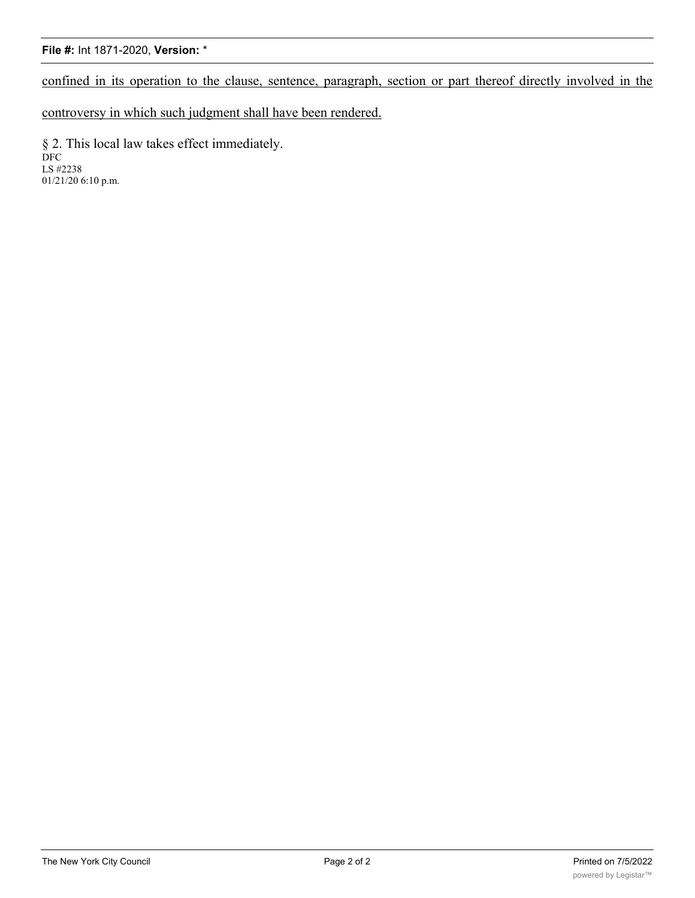<u>confined in its operation to the clause, sentence, paragraph, section or part thereof directly involved in the controversy in which such judgment shall have been rendered.</u>

§ 2. This local law takes effect immediately.

DFC
LS #2238
01/21/20 6:10 p.m.